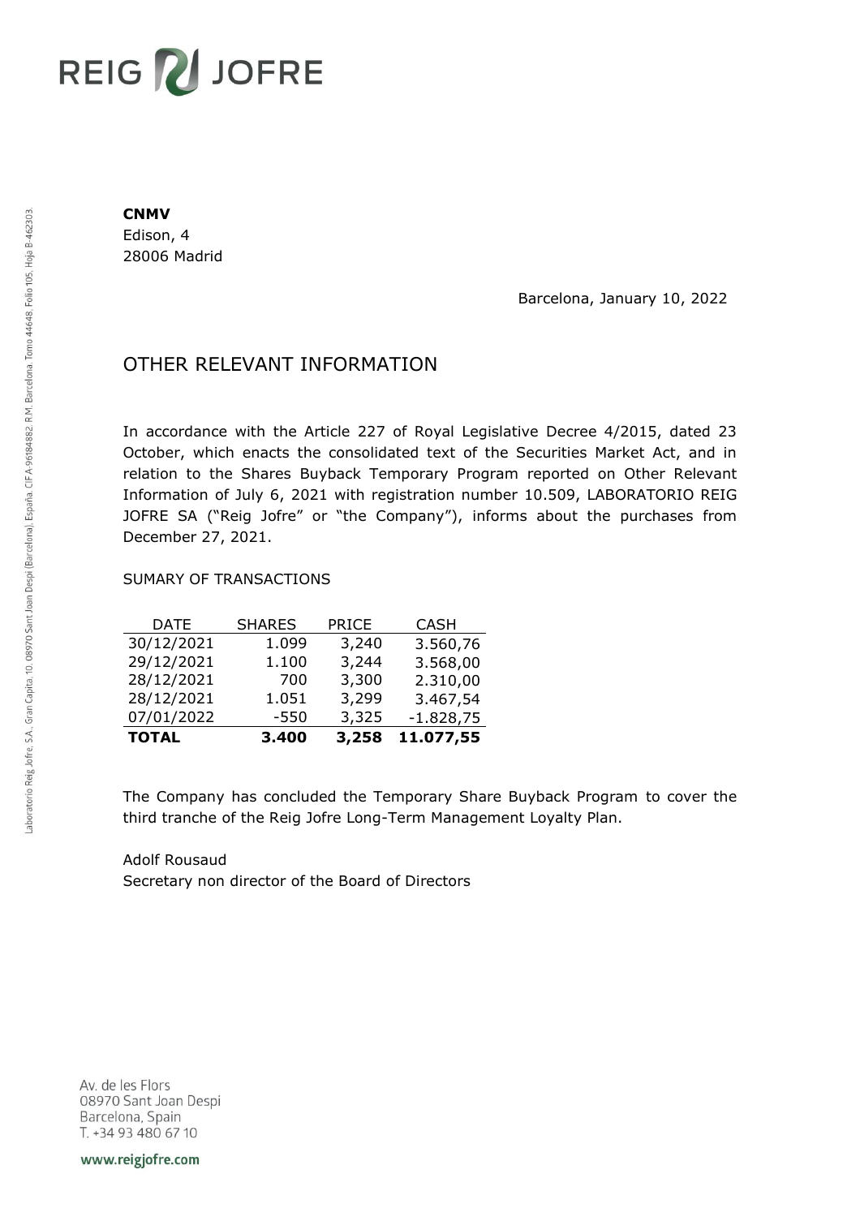REIG JOFRE

**CNMV**
Edison, 4
28006 Madrid

Barcelona, January 10, 2022

# OTHER RELEVANT INFORMATION

In accordance with the Article 227 of Royal Legislative Decree 4/2015, dated 23 October, which enacts the consolidated text of the Securities Market Act, and in relation to the Shares Buyback Temporary Program reported on Other Relevant Information of July 6, 2021 with registration number 10.509, LABORATORIO REIG JOFRE SA ("Reig Jofre" or "the Company"), informs about the purchases from December 27, 2021.

SUMARY OF TRANSACTIONS

| DATE | SHARES | PRICE | CASH |
|---|---|---|---|
| 30/12/2021 | 1.099 | 3,240 | 3.560,76 |
| 29/12/2021 | 1.100 | 3,244 | 3.568,00 |
| 28/12/2021 | 700 | 3,300 | 2.310,00 |
| 28/12/2021 | 1.051 | 3,299 | 3.467,54 |
| 07/01/2022 | -550 | 3,325 | -1.828,75 |
| **TOTAL** | **3.400** | **3,258** | **11.077,55** |

The Company has concluded the Temporary Share Buyback Program to cover the third tranche of the Reig Jofre Long-Term Management Loyalty Plan.

Adolf Rousaud
Secretary non director of the Board of Directors

Av. de les Flors
08970 Sant Joan Despi
Barcelona, Spain
T. +34 93 480 67 10

www.reigjofre.com

Laboratorio Reig Jofre, S.A., Gran Capita, 10, 08970 Sant Joan Despi (Barcelona), España. CIF A-96184882. R.M. Barcelona, Tomo 44648, Folio 105, Hoja B-462303.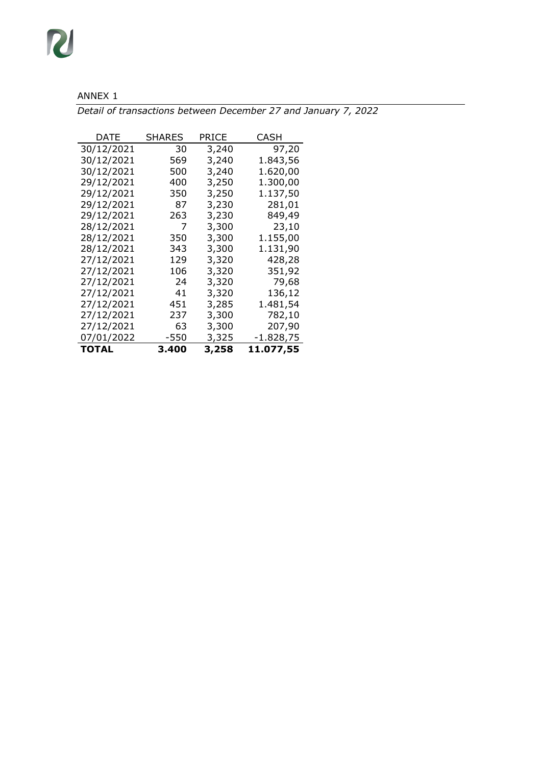ANNEX 1

*Detail of transactions between December 27 and January 7, 2022*

| DATE | SHARES | PRICE | CASH |
|---|---|---|---|
| 30/12/2021 | 30 | 3,240 | 97,20 |
| 30/12/2021 | 569 | 3,240 | 1.843,56 |
| 30/12/2021 | 500 | 3,240 | 1.620,00 |
| 29/12/2021 | 400 | 3,250 | 1.300,00 |
| 29/12/2021 | 350 | 3,250 | 1.137,50 |
| 29/12/2021 | 87 | 3,230 | 281,01 |
| 29/12/2021 | 263 | 3,230 | 849,49 |
| 28/12/2021 | 7 | 3,300 | 23,10 |
| 28/12/2021 | 350 | 3,300 | 1.155,00 |
| 28/12/2021 | 343 | 3,300 | 1.131,90 |
| 27/12/2021 | 129 | 3,320 | 428,28 |
| 27/12/2021 | 106 | 3,320 | 351,92 |
| 27/12/2021 | 24 | 3,320 | 79,68 |
| 27/12/2021 | 41 | 3,320 | 136,12 |
| 27/12/2021 | 451 | 3,285 | 1.481,54 |
| 27/12/2021 | 237 | 3,300 | 782,10 |
| 27/12/2021 | 63 | 3,300 | 207,90 |
| 07/01/2022 | -550 | 3,325 | -1.828,75 |
| **TOTAL** | **3.400** | **3,258** | **11.077,55** |